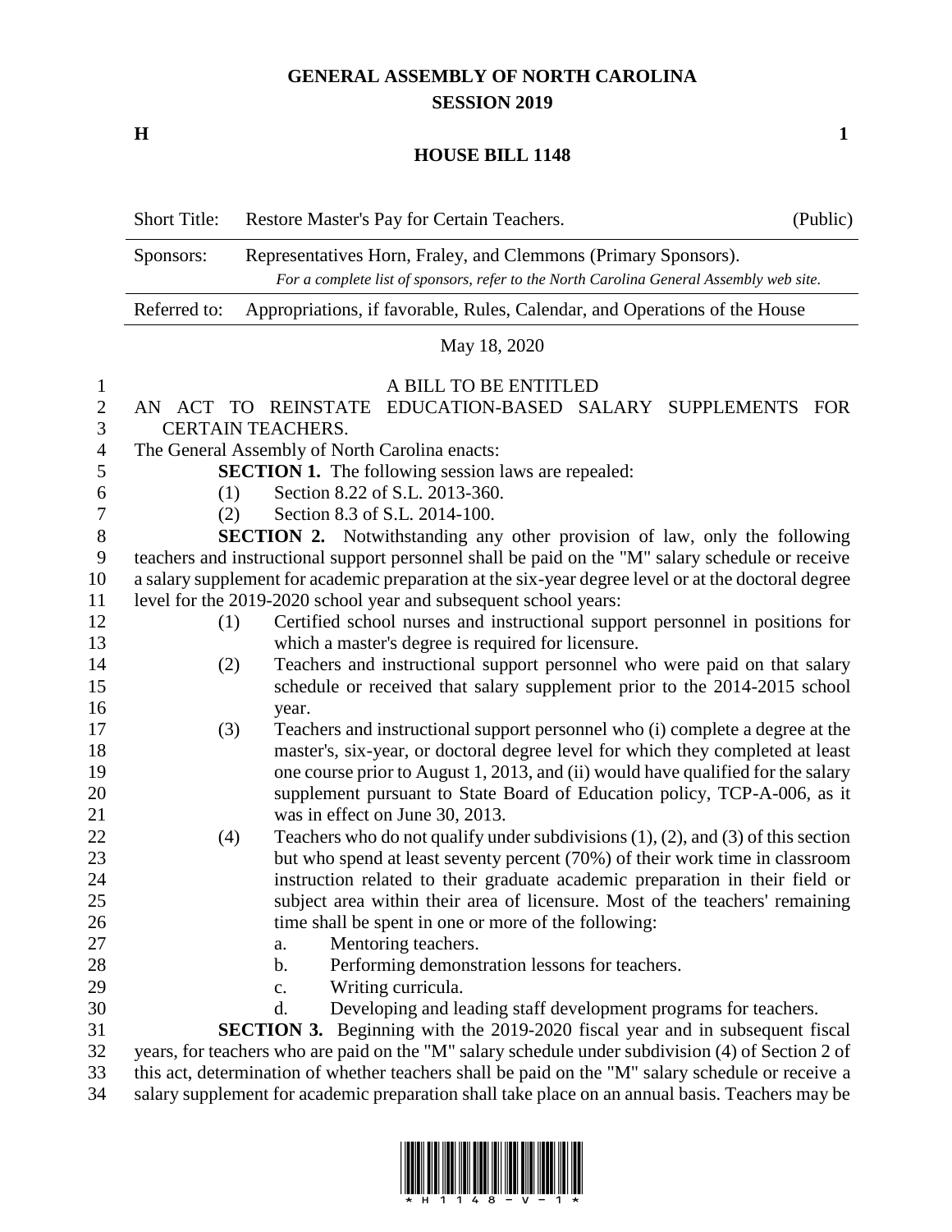# GENERAL ASSEMBLY OF NORTH CAROLINA
## SESSION 2019

**H** **1**

## HOUSE BILL 1148

| Short Title: | Restore Master's Pay for Certain Teachers. | (Public) |
|---|---|---|
| Sponsors: | Representatives Horn, Fraley, and Clemmons (Primary Sponsors). *For a complete list of sponsors, refer to the North Carolina General Assembly web site.* | |
| Referred to: | Appropriations, if favorable, Rules, Calendar, and Operations of the House | |

May 18, 2020

A BILL TO BE ENTITLED

AN ACT TO REINSTATE EDUCATION-BASED SALARY SUPPLEMENTS FOR CERTAIN TEACHERS.

The General Assembly of North Carolina enacts:

**SECTION 1.** The following session laws are repealed:

(1) Section 8.22 of S.L. 2013-360.

(2) Section 8.3 of S.L. 2014-100.

**SECTION 2.** Notwithstanding any other provision of law, only the following teachers and instructional support personnel shall be paid on the "M" salary schedule or receive a salary supplement for academic preparation at the six-year degree level or at the doctoral degree level for the 2019-2020 school year and subsequent school years:

(1) Certified school nurses and instructional support personnel in positions for which a master's degree is required for licensure.

(2) Teachers and instructional support personnel who were paid on that salary schedule or received that salary supplement prior to the 2014-2015 school year.

(3) Teachers and instructional support personnel who (i) complete a degree at the master's, six-year, or doctoral degree level for which they completed at least one course prior to August 1, 2013, and (ii) would have qualified for the salary supplement pursuant to State Board of Education policy, TCP-A-006, as it was in effect on June 30, 2013.

(4) Teachers who do not qualify under subdivisions (1), (2), and (3) of this section but who spend at least seventy percent (70%) of their work time in classroom instruction related to their graduate academic preparation in their field or subject area within their area of licensure. Most of the teachers' remaining time shall be spent in one or more of the following:

a. Mentoring teachers.

b. Performing demonstration lessons for teachers.

c. Writing curricula.

d. Developing and leading staff development programs for teachers.

**SECTION 3.** Beginning with the 2019-2020 fiscal year and in subsequent fiscal years, for teachers who are paid on the "M" salary schedule under subdivision (4) of Section 2 of this act, determination of whether teachers shall be paid on the "M" salary schedule or receive a salary supplement for academic preparation shall take place on an annual basis. Teachers may be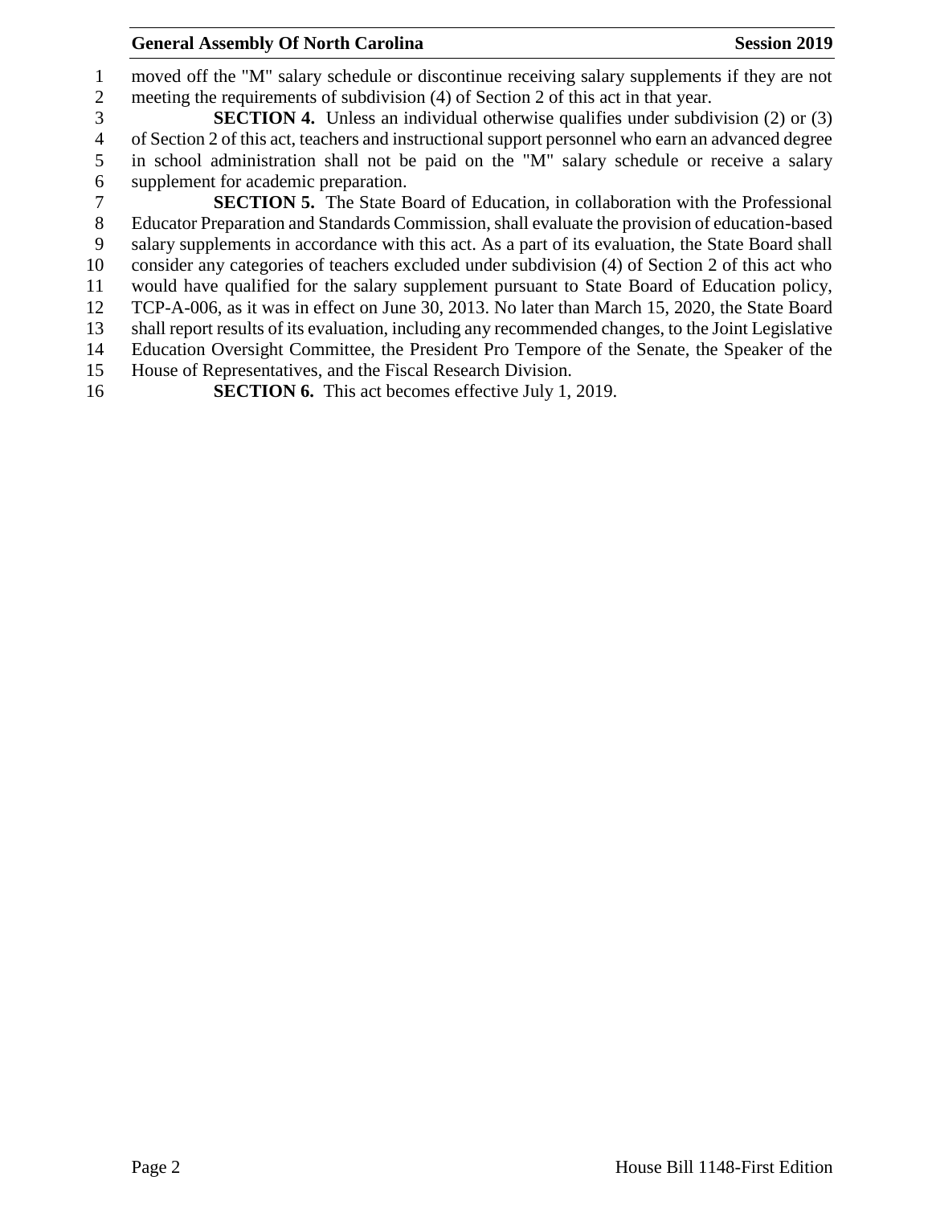moved off the "M" salary schedule or discontinue receiving salary supplements if they are not meeting the requirements of subdivision (4) of Section 2 of this act in that year.

**SECTION 4.** Unless an individual otherwise qualifies under subdivision (2) or (3) of Section 2 of this act, teachers and instructional support personnel who earn an advanced degree in school administration shall not be paid on the "M" salary schedule or receive a salary supplement for academic preparation.

**SECTION 5.** The State Board of Education, in collaboration with the Professional Educator Preparation and Standards Commission, shall evaluate the provision of education-based salary supplements in accordance with this act. As a part of its evaluation, the State Board shall consider any categories of teachers excluded under subdivision (4) of Section 2 of this act who would have qualified for the salary supplement pursuant to State Board of Education policy, TCP-A-006, as it was in effect on June 30, 2013. No later than March 15, 2020, the State Board shall report results of its evaluation, including any recommended changes, to the Joint Legislative Education Oversight Committee, the President Pro Tempore of the Senate, the Speaker of the House of Representatives, and the Fiscal Research Division.

**SECTION 6.** This act becomes effective July 1, 2019.